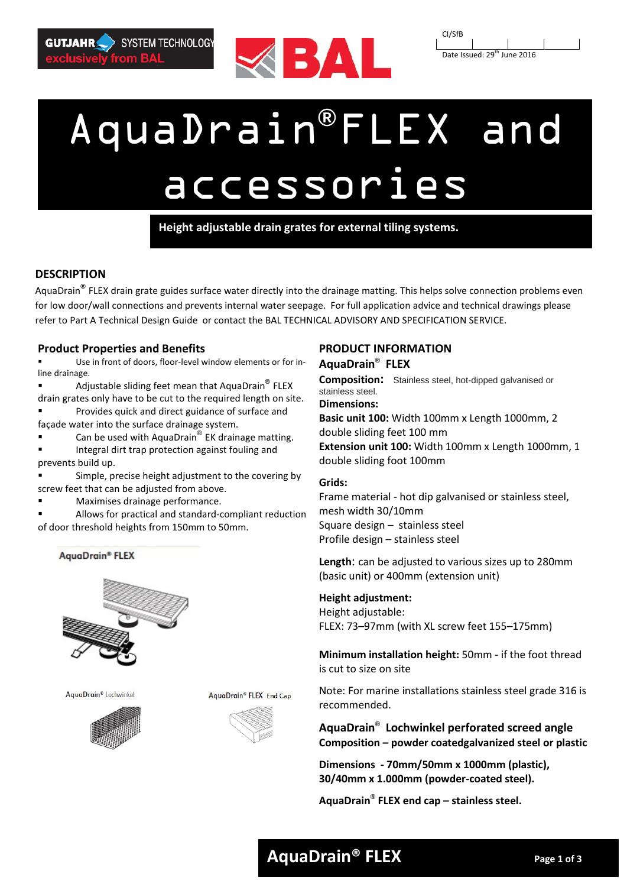GUTJAHR SYSTEM TECHNOLOGY exclusively from BAL

CI/SfB

Date Issued: 29th June 2016

# AquaDrain®FLEX and accessories

**Height adjustable drain grates for external tiling systems.**

## DESCRIPTION

AquaDrain® FLEX drain grate guides surface water directly into the drainage matting. This helps solve connection problems even for low door/wall connections and prevents internal water seepage. For full application advice and technical drawings please refer to Part A Technical Design Guide or contact the BAL TECHNICAL ADVISORY AND SPECIFICATION SERVICE.

### Product Properties and Benefits

- Use in front of doors, floor-level window elements or for in-line drainage.
- Adjustable sliding feet mean that AquaDrain® FLEX drain grates only have to be cut to the required length on site.
- Provides quick and direct guidance of surface and façade water into the surface drainage system.
- Can be used with AquaDrain® EK drainage matting.
- Integral dirt trap protection against fouling and prevents build up.
- Simple, precise height adjustment to the covering by screw feet that can be adjusted from above.
- Maximises drainage performance.
- Allows for practical and standard-compliant reduction of door threshold heights from 150mm to 50mm.

AquaDrain® FLEX

AquaDrain® Lochwinkel

AquaDrain® FLEX End Cap

## PRODUCT INFORMATION

### AquaDrain® FLEX

**Composition:** Stainless steel, hot-dipped galvanised or stainless steel.

**Dimensions:**

**Basic unit 100:** Width 100mm x Length 1000mm, 2 double sliding feet 100 mm

**Extension unit 100:** Width 100mm x Length 1000mm, 1 double sliding foot 100mm

**Grids:**

Frame material - hot dip galvanised or stainless steel, mesh width 30/10mm

Square design – stainless steel

Profile design – stainless steel

**Length**: can be adjusted to various sizes up to 280mm (basic unit) or 400mm (extension unit)

**Height adjustment:**

Height adjustable:

FLEX: 73–97mm (with XL screw feet 155–175mm)

**Minimum installation height:** 50mm - if the foot thread is cut to size on site

Note: For marine installations stainless steel grade 316 is recommended.

### AquaDrain® Lochwinkel perforated screed angle

**Composition – powder coatedgalvanized steel or plastic**

**Dimensions - 70mm/50mm x 1000mm (plastic), 30/40mm x 1.000mm (powder-coated steel).**

**AquaDrain® FLEX end cap – stainless steel.**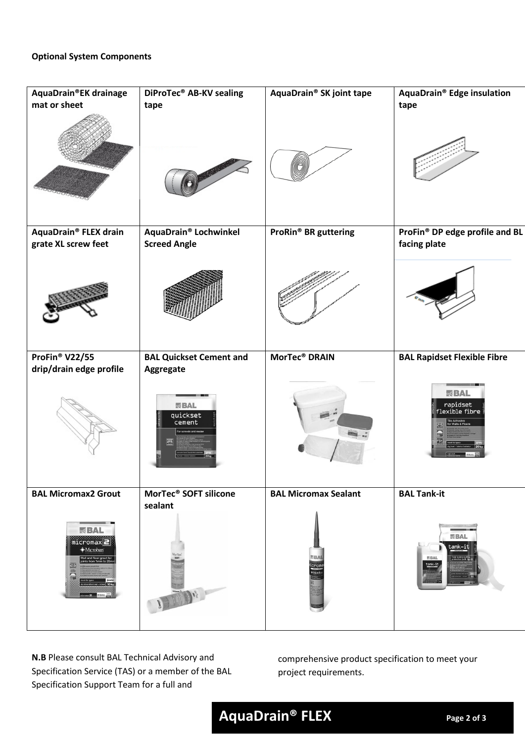**Optional System Components**

| AquaDrain®EK drainage mat or sheet | DiProTec® AB-KV sealing tape | AquaDrain® SK joint tape | AquaDrain® Edge insulation tape |
|---|---|---|---|
| AquaDrain® FLEX drain grate XL screw feet | AquaDrain® Lochwinkel Screed Angle | ProRin® BR guttering | ProFin® DP edge profile and BL facing plate |
| ProFin® V22/55 drip/drain edge profile | BAL Quickset Cement and Aggregate | MorTec® DRAIN | BAL Rapidset Flexible Fibre |
| BAL Micromax2 Grout | MorTec® SOFT silicone sealant | BAL Micromax Sealant | BAL Tank-it |

**N.B** Please consult BAL Technical Advisory and Specification Service (TAS) or a member of the BAL Specification Support Team for a full and comprehensive product specification to meet your project requirements.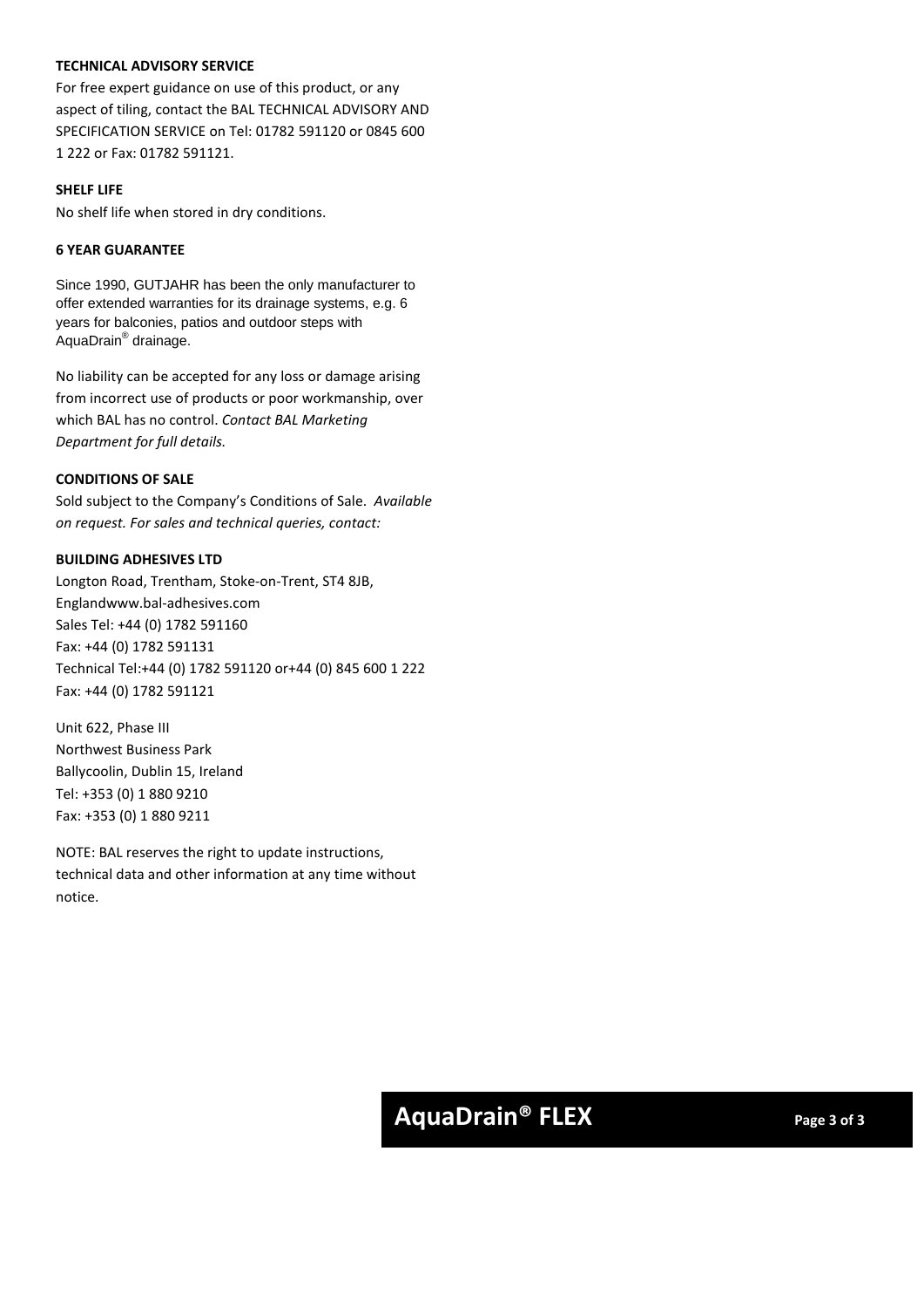**TECHNICAL ADVISORY SERVICE**

For free expert guidance on use of this product, or any aspect of tiling, contact the BAL TECHNICAL ADVISORY AND SPECIFICATION SERVICE on Tel: 01782 591120 or 0845 600 1 222 or Fax: 01782 591121.

**SHELF LIFE**

No shelf life when stored in dry conditions.

**6 YEAR GUARANTEE**

Since 1990, GUTJAHR has been the only manufacturer to offer extended warranties for its drainage systems, e.g. 6 years for balconies, patios and outdoor steps with AquaDrain® drainage.

No liability can be accepted for any loss or damage arising from incorrect use of products or poor workmanship, over which BAL has no control. *Contact BAL Marketing Department for full details.*

**CONDITIONS OF SALE**

Sold subject to the Company's Conditions of Sale. *Available on request. For sales and technical queries, contact:*

**BUILDING ADHESIVES LTD**

Longton Road, Trentham, Stoke-on-Trent, ST4 8JB, Englandwww.bal-adhesives.com
Sales Tel: +44 (0) 1782 591160
Fax: +44 (0) 1782 591131
Technical Tel:+44 (0) 1782 591120 or+44 (0) 845 600 1 222
Fax: +44 (0) 1782 591121

Unit 622, Phase III
Northwest Business Park
Ballycoolin, Dublin 15, Ireland
Tel: +353 (0) 1 880 9210
Fax: +353 (0) 1 880 9211

NOTE: BAL reserves the right to update instructions, technical data and other information at any time without notice.